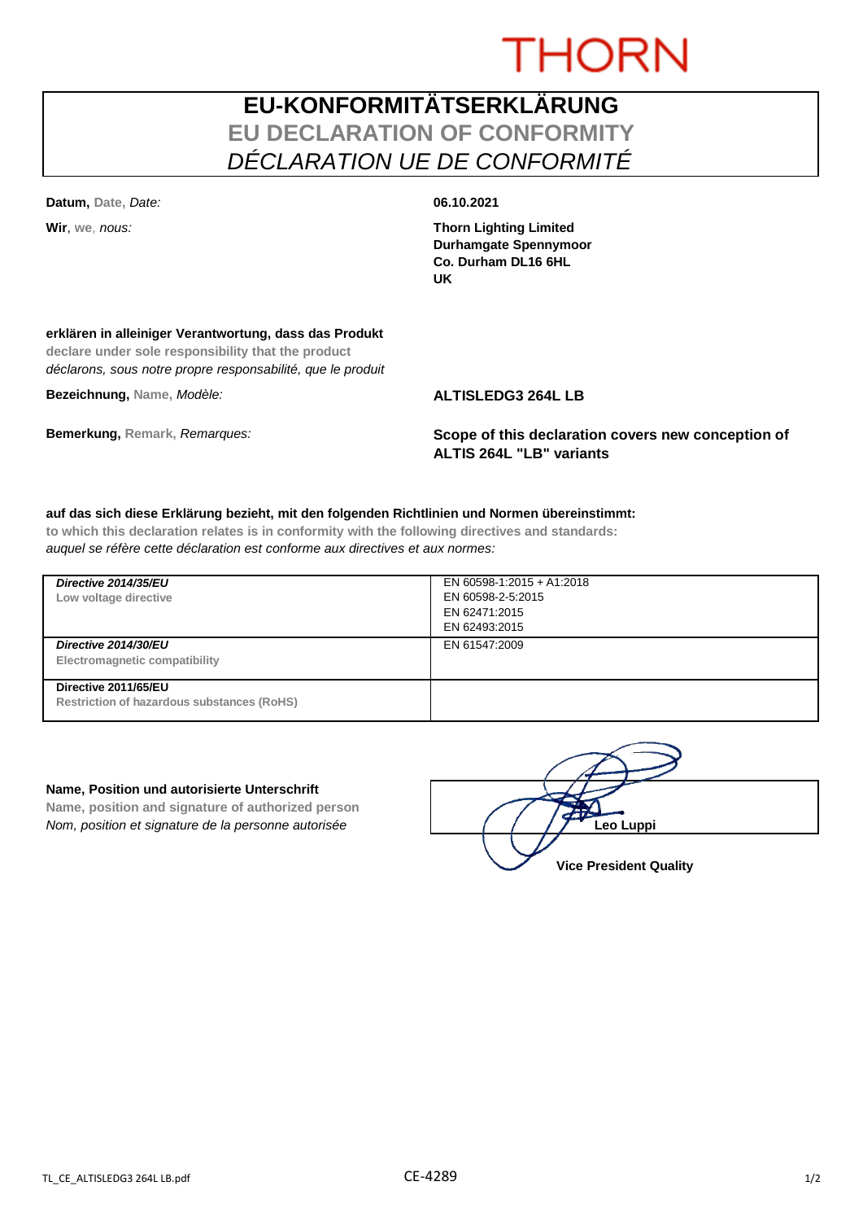THORN

# EU-KONFORMITÄTSERKLÄRUNG
## EU DECLARATION OF CONFORMITY
## *DÉCLARATION UE DE CONFORMITÉ*

**Datum,** Date, *Date:* **06.10.2021**

**Wir**, we, *nous:* **Thorn Lighting Limited**
**Durhamgate Spennymoor**
**Co. Durham DL16 6HL**
**UK**

**erklären in alleiniger Verantwortung, dass das Produkt**
**declare under sole responsibility that the product**
*déclarons, sous notre propre responsabilité, que le produit*

**Bezeichnung,** Name, *Modèle:* **ALTISLEDG3 264L LB**

**Bemerkung,** Remark, *Remarques:* **Scope of this declaration covers new conception of ALTIS 264L "LB" variants**

**auf das sich diese Erklärung bezieht, mit den folgenden Richtlinien und Normen übereinstimmt:**
**to which this declaration relates is in conformity with the following directives and standards:**
*auquel se réfère cette déclaration est conforme aux directives et aux normes:*

| | |
|---|---|
| ***Directive 2014/35/EU***<br>**Low voltage directive** | EN 60598-1:2015 + A1:2018<br>EN 60598-2-5:2015<br>EN 62471:2015<br>EN 62493:2015 |
| ***Directive 2014/30/EU***<br>**Electromagnetic compatibility** | EN 61547:2009 |
| **Directive 2011/65/EU**<br>**Restriction of hazardous substances (RoHS)** | |

**Name, Position und autorisierte Unterschrift**
**Name, position and signature of authorized person**
*Nom, position et signature de la personne autorisée*

**Leo Luppi**
**Vice President Quality**

TL_CE_ALTISLEDG3 264L LB.pdf

CE-4289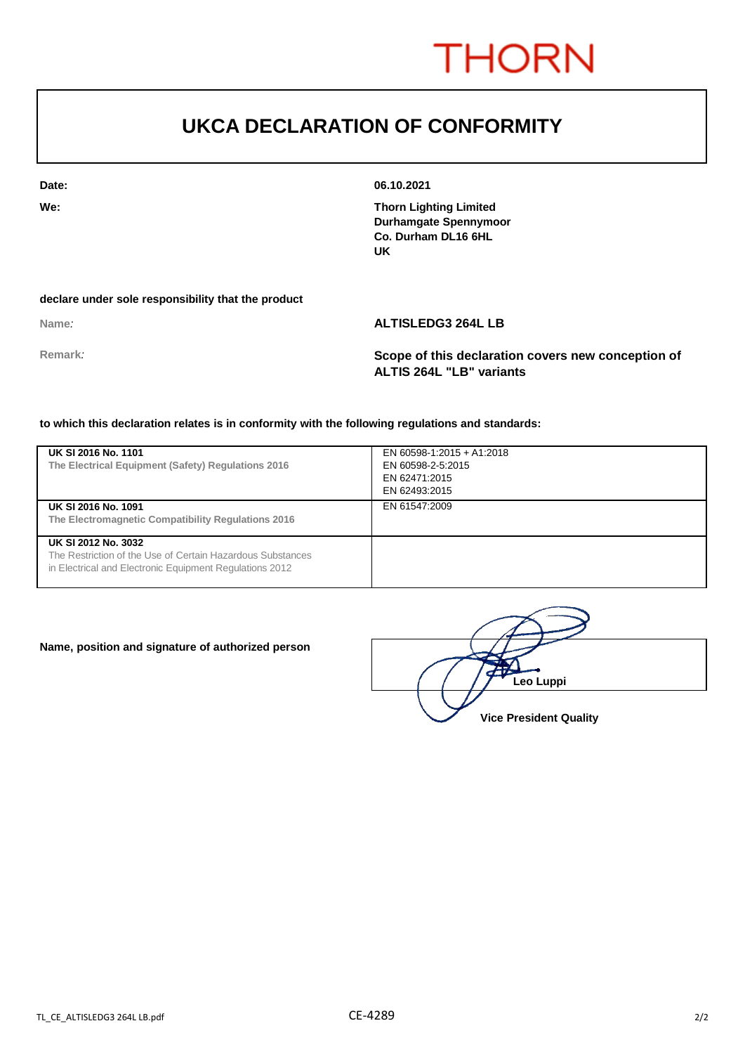THORN

# UKCA DECLARATION OF CONFORMITY

| | |
|---|---|
| **Date:** | **06.10.2021** |
| **We:** | **Thorn Lighting Limited**<br>**Durhamgate Spennymoor**<br>**Co. Durham DL16 6HL**<br>**UK** |

**declare under sole responsibility that the product**

| | |
|---|---|
| Name: | **ALTISLEDG3 264L LB** |
| Remark: | **Scope of this declaration covers new conception of ALTIS 264L "LB" variants** |

**to which this declaration relates is in conformity with the following regulations and standards:**

| | |
|---|---|
| **UK SI 2016 No. 1101**<br>**The Electrical Equipment (Safety) Regulations 2016** | EN 60598-1:2015 + A1:2018<br>EN 60598-2-5:2015<br>EN 62471:2015<br>EN 62493:2015 |
| **UK SI 2016 No. 1091**<br>**The Electromagnetic Compatibility Regulations 2016** | EN 61547:2009 |
| **UK SI 2012 No. 3032**<br>The Restriction of the Use of Certain Hazardous Substances in Electrical and Electronic Equipment Regulations 2012 | |

**Name, position and signature of authorized person**

**Leo Luppi**

**Vice President Quality**

CE-4289